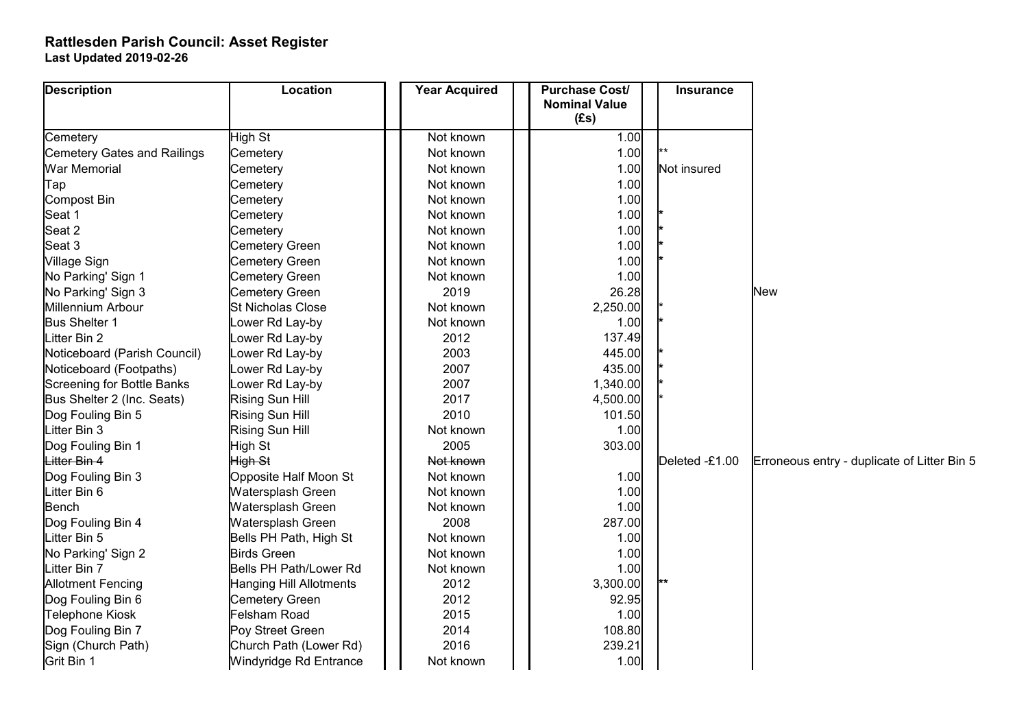**Rattlesden Parish Council: Asset Register**
**Last Updated 2019-02-26**

| Description | Location | Year Acquired | Purchase Cost/ Nominal Value (£s) | Insurance | |
|---|---|---|---|---|---|
| Cemetery | High St | Not known | 1.00 | | |
| Cemetery Gates and Railings | Cemetery | Not known | 1.00 | ** | |
| War Memorial | Cemetery | Not known | 1.00 | Not insured | |
| Tap | Cemetery | Not known | 1.00 | | |
| Compost Bin | Cemetery | Not known | 1.00 | | |
| Seat 1 | Cemetery | Not known | 1.00 | * | |
| Seat 2 | Cemetery | Not known | 1.00 | * | |
| Seat 3 | Cemetery Green | Not known | 1.00 | * | |
| Village Sign | Cemetery Green | Not known | 1.00 | * | |
| No Parking' Sign 1 | Cemetery Green | Not known | 1.00 | | |
| No Parking' Sign 3 | Cemetery Green | 2019 | 26.28 | | New |
| Millennium Arbour | St Nicholas Close | Not known | 2,250.00 | * | |
| Bus Shelter 1 | Lower Rd Lay-by | Not known | 1.00 | * | |
| Litter Bin 2 | Lower Rd Lay-by | 2012 | 137.49 | | |
| Noticeboard (Parish Council) | Lower Rd Lay-by | 2003 | 445.00 | * | |
| Noticeboard (Footpaths) | Lower Rd Lay-by | 2007 | 435.00 | * | |
| Screening for Bottle Banks | Lower Rd Lay-by | 2007 | 1,340.00 | * | |
| Bus Shelter 2 (Inc. Seats) | Rising Sun Hill | 2017 | 4,500.00 | * | |
| Dog Fouling Bin 5 | Rising Sun Hill | 2010 | 101.50 | | |
| Litter Bin 3 | Rising Sun Hill | Not known | 1.00 | | |
| Dog Fouling Bin 1 | High St | 2005 | 303.00 | | |
| ~~Litter Bin 4~~ | ~~High St~~ | ~~Not known~~ | | Deleted -£1.00 | Erroneous entry - duplicate of Litter Bin 5 |
| Dog Fouling Bin 3 | Opposite Half Moon St | Not known | 1.00 | | |
| Litter Bin 6 | Watersplash Green | Not known | 1.00 | | |
| Bench | Watersplash Green | Not known | 1.00 | | |
| Dog Fouling Bin 4 | Watersplash Green | 2008 | 287.00 | | |
| Litter Bin 5 | Bells PH Path, High St | Not known | 1.00 | | |
| No Parking' Sign 2 | Birds Green | Not known | 1.00 | | |
| Litter Bin 7 | Bells PH Path/Lower Rd | Not known | 1.00 | | |
| Allotment Fencing | Hanging Hill Allotments | 2012 | 3,300.00 | ** | |
| Dog Fouling Bin 6 | Cemetery Green | 2012 | 92.95 | | |
| Telephone Kiosk | Felsham Road | 2015 | 1.00 | | |
| Dog Fouling Bin 7 | Poy Street Green | 2014 | 108.80 | | |
| Sign (Church Path) | Church Path (Lower Rd) | 2016 | 239.21 | | |
| Grit Bin 1 | Windyridge Rd Entrance | Not known | 1.00 | | |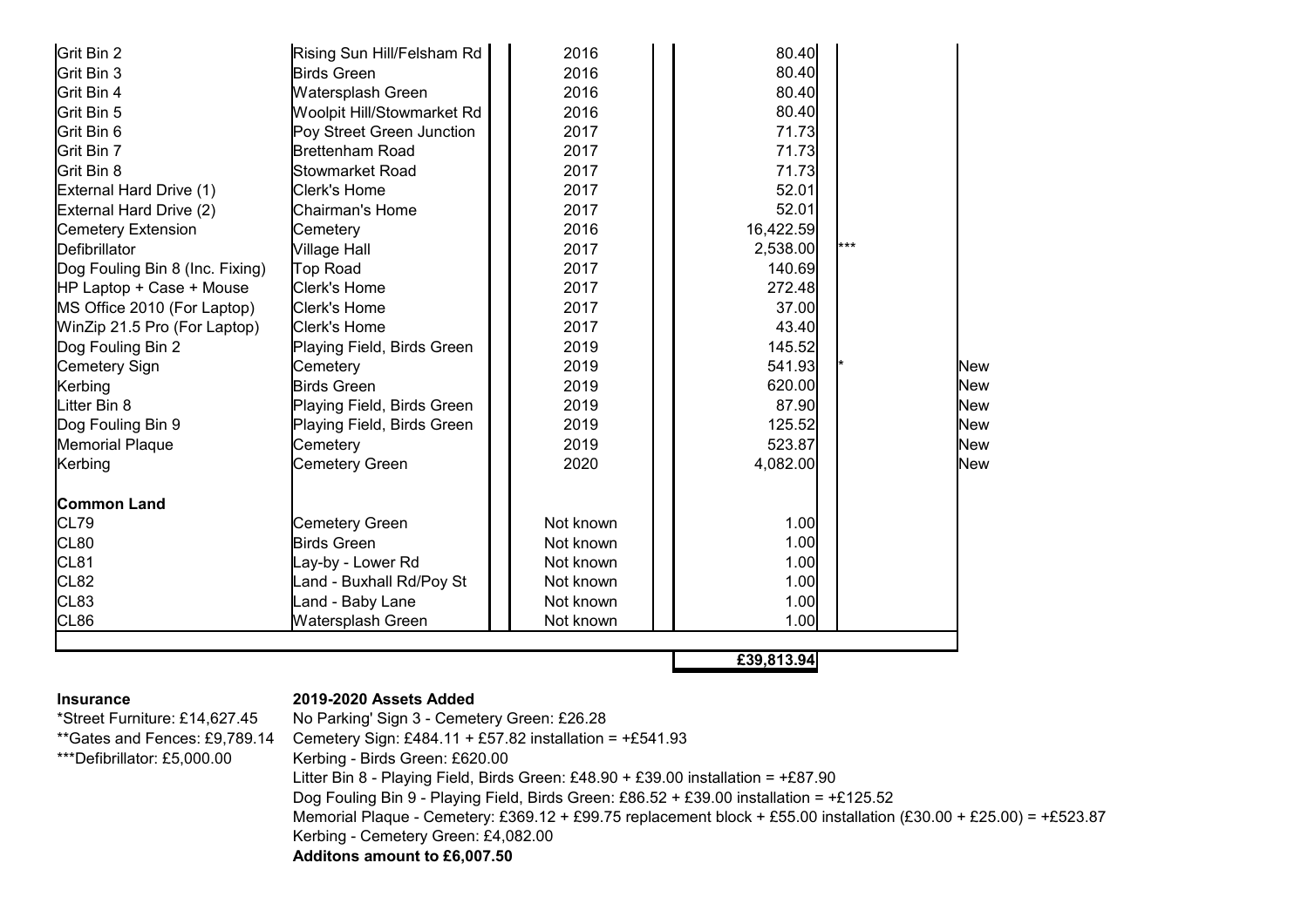| | | | | | |
|---|---|---|---|---|---|
| Grit Bin 2 | Rising Sun Hill/Felsham Rd | 2016 | 80.40 | | |
| Grit Bin 3 | Birds Green | 2016 | 80.40 | | |
| Grit Bin 4 | Watersplash Green | 2016 | 80.40 | | |
| Grit Bin 5 | Woolpit Hill/Stowmarket Rd | 2016 | 80.40 | | |
| Grit Bin 6 | Poy Street Green Junction | 2017 | 71.73 | | |
| Grit Bin 7 | Brettenham Road | 2017 | 71.73 | | |
| Grit Bin 8 | Stowmarket Road | 2017 | 71.73 | | |
| External Hard Drive (1) | Clerk's Home | 2017 | 52.01 | | |
| External Hard Drive (2) | Chairman's Home | 2017 | 52.01 | | |
| Cemetery Extension | Cemetery | 2016 | 16,422.59 | | |
| Defibrillator | Village Hall | 2017 | 2,538.00 | *** | |
| Dog Fouling Bin 8 (Inc. Fixing) | Top Road | 2017 | 140.69 | | |
| HP Laptop + Case + Mouse | Clerk's Home | 2017 | 272.48 | | |
| MS Office 2010 (For Laptop) | Clerk's Home | 2017 | 37.00 | | |
| WinZip 21.5 Pro (For Laptop) | Clerk's Home | 2017 | 43.40 | | |
| Dog Fouling Bin 2 | Playing Field, Birds Green | 2019 | 145.52 | | |
| Cemetery Sign | Cemetery | 2019 | 541.93 | * | New |
| Kerbing | Birds Green | 2019 | 620.00 | | New |
| Litter Bin 8 | Playing Field, Birds Green | 2019 | 87.90 | | New |
| Dog Fouling Bin 9 | Playing Field, Birds Green | 2019 | 125.52 | | New |
| Memorial Plaque | Cemetery | 2019 | 523.87 | | New |
| Kerbing | Cemetery Green | 2020 | 4,082.00 | | New |
| | | | | | |
| **Common Land** | | | | | |
| CL79 | Cemetery Green | Not known | 1.00 | | |
| CL80 | Birds Green | Not known | 1.00 | | |
| CL81 | Lay-by - Lower Rd | Not known | 1.00 | | |
| CL82 | Land - Buxhall Rd/Poy St | Not known | 1.00 | | |
| CL83 | Land - Baby Lane | Not known | 1.00 | | |
| CL86 | Watersplash Green | Not known | 1.00 | | |
| | | | | | |
| | | | **£39,813.94** | | |

**Insurance**

*Street Furniture: £14,627.45

**Gates and Fences: £9,789.14

***Defibrillator: £5,000.00

**2019-2020 Assets Added**

No Parking' Sign 3 - Cemetery Green: £26.28

Cemetery Sign: £484.11 + £57.82 installation = +£541.93

Kerbing - Birds Green: £620.00

Litter Bin 8 - Playing Field, Birds Green: £48.90 + £39.00 installation = +£87.90

Dog Fouling Bin 9 - Playing Field, Birds Green: £86.52 + £39.00 installation = +£125.52

Memorial Plaque - Cemetery: £369.12 + £99.75 replacement block + £55.00 installation (£30.00 + £25.00) = +£523.87

Kerbing - Cemetery Green: £4,082.00

**Additons amount to £6,007.50**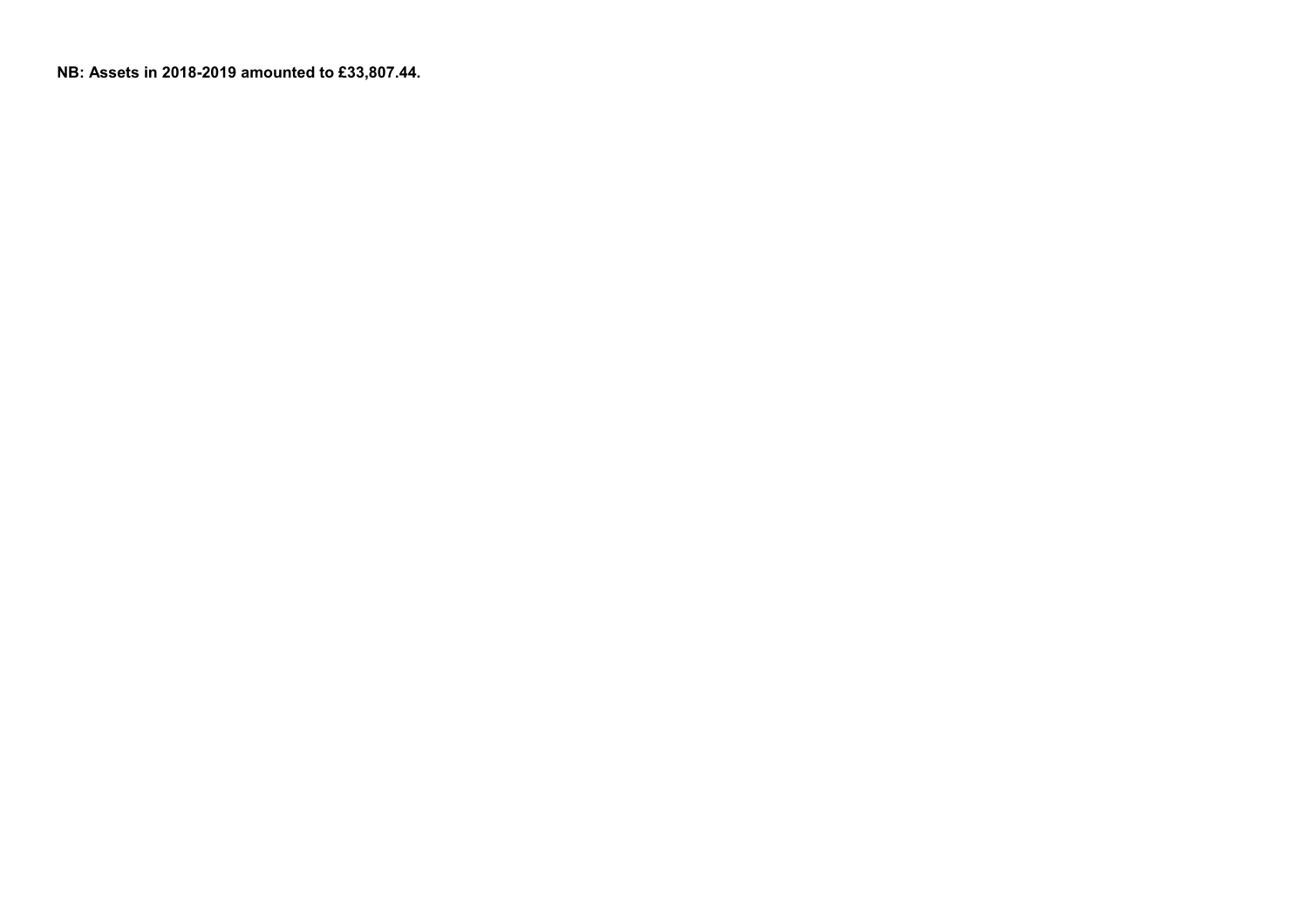**NB: Assets in 2018-2019 amounted to £33,807.44.**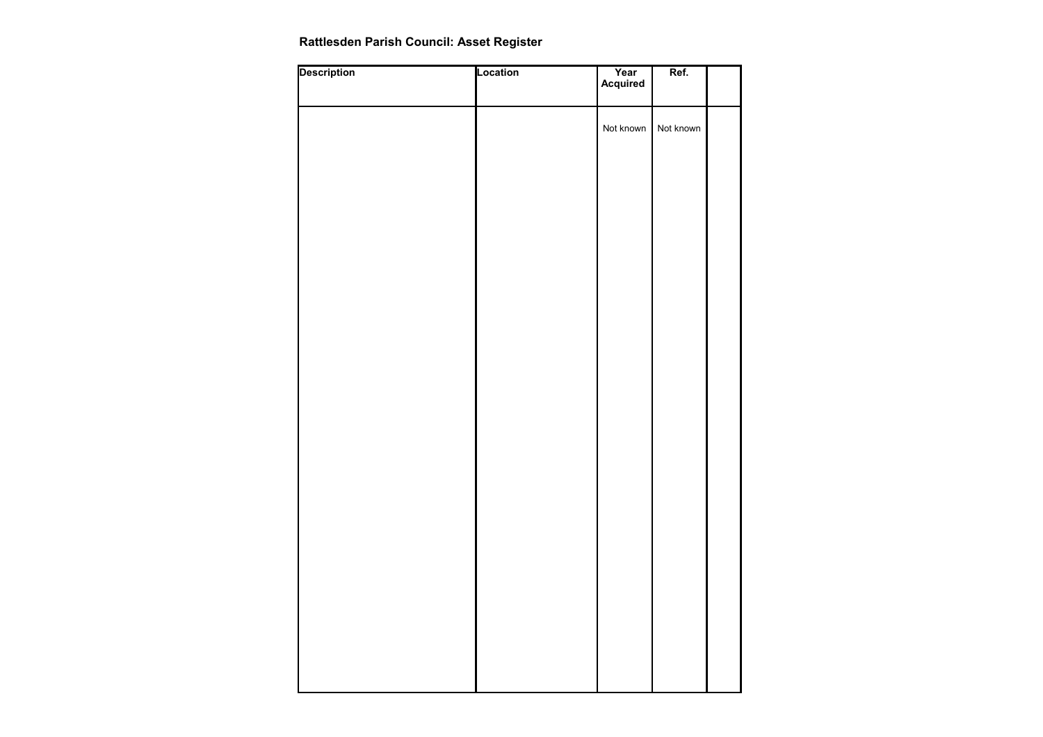**Rattlesden Parish Council: Asset Register**

| Description | Location | Year Acquired | Ref. | |
|---|---|---|---|---|
| | | Not known | Not known | |